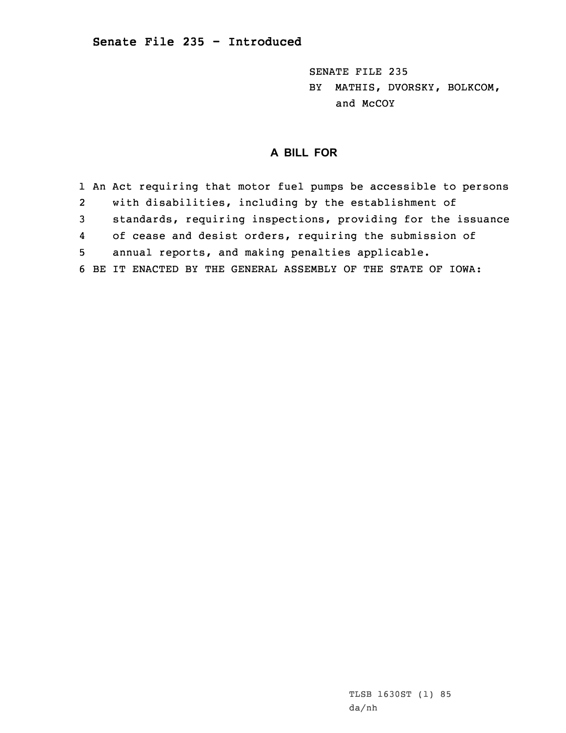**Senate File 235 - Introduced**

SENATE FILE 235
BY MATHIS, DVORSKY, BOLKCOM,
and McCOY

## A BILL FOR

1 An Act requiring that motor fuel pumps be accessible to persons
2 with disabilities, including by the establishment of
3 standards, requiring inspections, providing for the issuance
4 of cease and desist orders, requiring the submission of
5 annual reports, and making penalties applicable.
6 BE IT ENACTED BY THE GENERAL ASSEMBLY OF THE STATE OF IOWA:

TLSB 1630ST (1) 85
da/nh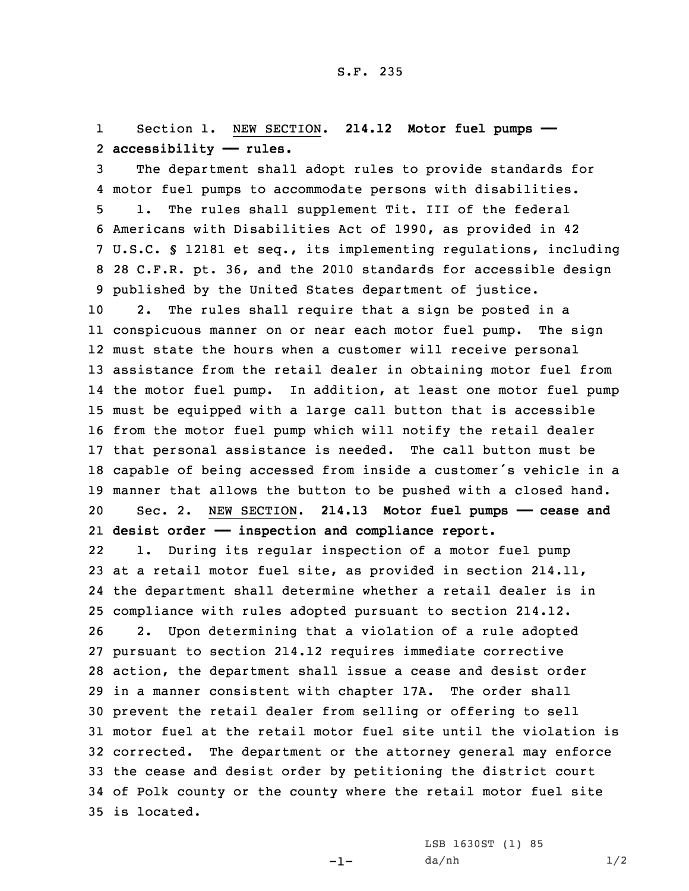Section 1. NEW SECTION. **214.12 Motor fuel pumps — accessibility — rules.**

The department shall adopt rules to provide standards for motor fuel pumps to accommodate persons with disabilities.

1. The rules shall supplement Tit. III of the federal Americans with Disabilities Act of 1990, as provided in 42 U.S.C. § 12181 et seq., its implementing regulations, including 28 C.F.R. pt. 36, and the 2010 standards for accessible design published by the United States department of justice.

2. The rules shall require that a sign be posted in a conspicuous manner on or near each motor fuel pump. The sign must state the hours when a customer will receive personal assistance from the retail dealer in obtaining motor fuel from the motor fuel pump. In addition, at least one motor fuel pump must be equipped with a large call button that is accessible from the motor fuel pump which will notify the retail dealer that personal assistance is needed. The call button must be capable of being accessed from inside a customer's vehicle in a manner that allows the button to be pushed with a closed hand.

Sec. 2. NEW SECTION. **214.13 Motor fuel pumps — cease and desist order — inspection and compliance report.**

1. During its regular inspection of a motor fuel pump at a retail motor fuel site, as provided in section 214.11, the department shall determine whether a retail dealer is in compliance with rules adopted pursuant to section 214.12.

2. Upon determining that a violation of a rule adopted pursuant to section 214.12 requires immediate corrective action, the department shall issue a cease and desist order in a manner consistent with chapter 17A. The order shall prevent the retail dealer from selling or offering to sell motor fuel at the retail motor fuel site until the violation is corrected. The department or the attorney general may enforce the cease and desist order by petitioning the district court of Polk county or the county where the retail motor fuel site is located.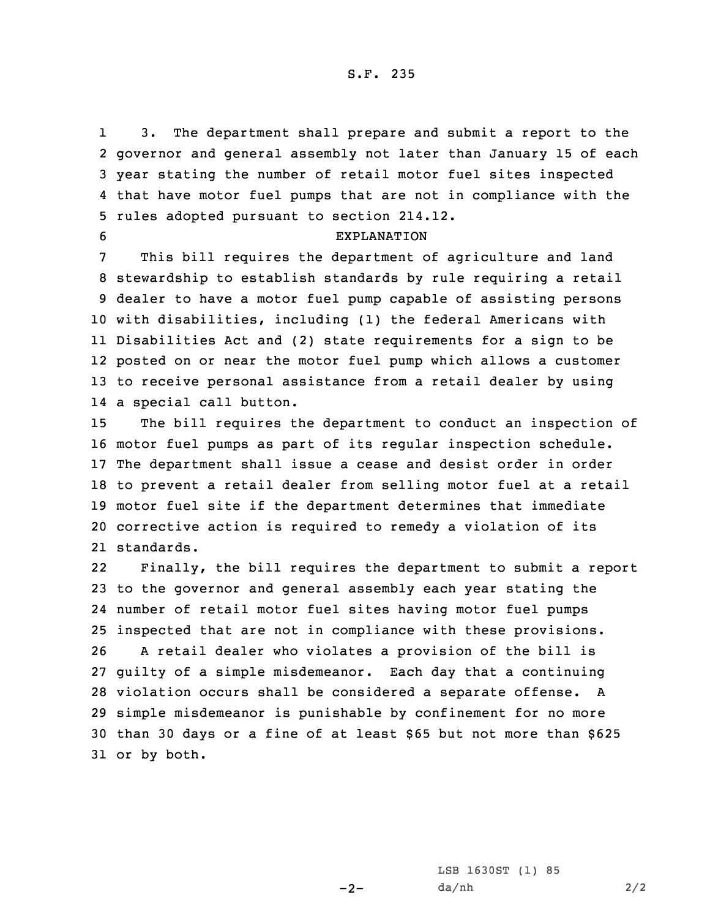3. The department shall prepare and submit a report to the governor and general assembly not later than January 15 of each year stating the number of retail motor fuel sites inspected that have motor fuel pumps that are not in compliance with the rules adopted pursuant to section 214.12.

EXPLANATION

This bill requires the department of agriculture and land stewardship to establish standards by rule requiring a retail dealer to have a motor fuel pump capable of assisting persons with disabilities, including (1) the federal Americans with Disabilities Act and (2) state requirements for a sign to be posted on or near the motor fuel pump which allows a customer to receive personal assistance from a retail dealer by using a special call button.

The bill requires the department to conduct an inspection of motor fuel pumps as part of its regular inspection schedule. The department shall issue a cease and desist order in order to prevent a retail dealer from selling motor fuel at a retail motor fuel site if the department determines that immediate corrective action is required to remedy a violation of its standards.

Finally, the bill requires the department to submit a report to the governor and general assembly each year stating the number of retail motor fuel sites having motor fuel pumps inspected that are not in compliance with these provisions.

A retail dealer who violates a provision of the bill is guilty of a simple misdemeanor. Each day that a continuing violation occurs shall be considered a separate offense. A simple misdemeanor is punishable by confinement for no more than 30 days or a fine of at least $65 but not more than $625 or by both.

LSB 1630ST (1) 85
da/nh